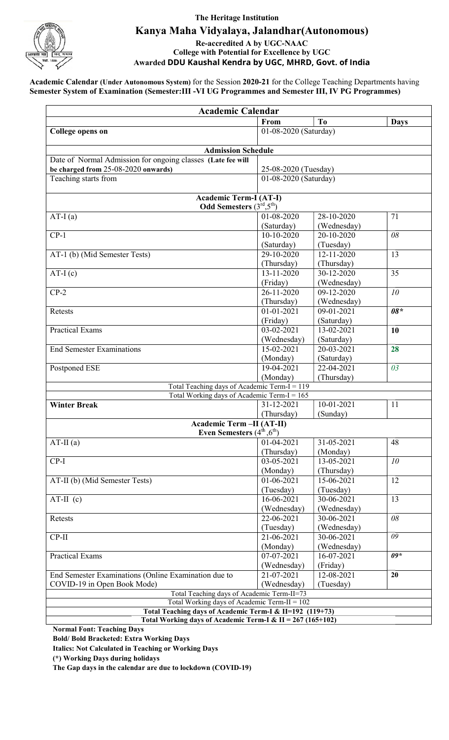# The Heritage Institution

## Kanya Maha Vidyalaya, Jalandhar(Autonomous)

**Re-accredited A by UGC-NAAC**
**College with Potential for Excellence by UGC**
**Awarded DDU Kaushal Kendra by UGC, MHRD, Govt. of India**

**Academic Calendar (Under Autonomous System)** for the Session **2020-21** for the College Teaching Departments having **Semester System of Examination (Semester:III -VI UG Programmes and Semester III, IV PG Programmes)**

| **Academic Calendar** | | | |
|---|---|---|---|
| | **From** | **To** | **Days** |
| **College opens on** | 01-08-2020 (Saturday) | | |
| **Admission Schedule** | | | |
| Date of Normal Admission for ongoing classes **(Late fee will be charged from** 25-08-2020 **onwards)** | 25-08-2020 (Tuesday) | | |
| Teaching starts from | 01-08-2020 (Saturday) | | |
| **Academic Term-I (AT-I) Odd Semesters ($3^{rd}$,$5^{th}$)** | | | |
| AT-I (a) | 01-08-2020 (Saturday) | 28-10-2020 (Wednesday) | 71 |
| CP-1 | 10-10-2020 (Saturday) | 20-10-2020 (Tuesday) | *08* |
| AT-1 (b) (Mid Semester Tests) | 29-10-2020 (Thursday) | 12-11-2020 (Thursday) | 13 |
| AT-I (c) | 13-11-2020 (Friday) | 30-12-2020 (Wednesday) | 35 |
| CP-2 | 26-11-2020 (Thursday) | 09-12-2020 (Wednesday) | *10* |
| Retests | 01-01-2021 (Friday) | 09-01-2021 (Saturday) | ***08**** |
| Practical Exams | 03-02-2021 (Wednesday) | 13-02-2021 (Saturday) | **10** |
| End Semester Examinations | 15-02-2021 (Monday) | 20-03-2021 (Saturday) | **28** |
| Postponed ESE | 19-04-2021 (Monday) | 22-04-2021 (Thursday) | *03* |
| Total Teaching days of Academic Term-I = 119 | | | |
| Total Working days of Academic Term-I = 165 | | | |
| **Winter Break** | 31-12-2021 (Thursday) | 10-01-2021 (Sunday) | 11 |
| **Academic Term –II (AT-II) Even Semesters ($4^{th}$,$6^{th}$)** | | | |
| AT-II (a) | 01-04-2021 (Thursday) | 31-05-2021 (Monday) | 48 |
| CP-I | 03-05-2021 (Monday) | 13-05-2021 (Thursday) | *10* |
| AT-II (b) (Mid Semester Tests) | 01-06-2021 (Tuesday) | 15-06-2021 (Tuesday) | 12 |
| AT-II (c) | 16-06-2021 (Wednesday) | 30-06-2021 (Wednesday) | 13 |
| Retests | 22-06-2021 (Tuesday) | 30-06-2021 (Wednesday) | *08* |
| CP-II | 21-06-2021 (Monday) | 30-06-2021 (Wednesday) | *09* |
| Practical Exams | 07-07-2021 (Wednesday) | 16-07-2021 (Friday) | ***09**** |
| End Semester Examinations (Online Examination due to COVID-19 in Open Book Mode) | 21-07-2021 (Wednesday) | 12-08-2021 (Tuesday) | **20** |
| Total Teaching days of Academic Term-II=73 | | | |
| Total Working days of Academic Term-II = 102 | | | |
| **Total Teaching days of Academic Term-I & II=192 (119+73)** | | | |
| **Total Working days of Academic Term-I & II = 267 (165+102)** | | | |

**Normal Font: Teaching Days**

**Bold/ Bold Bracketed: Extra Working Days**

**Italics: Not Calculated in Teaching or Working Days**

**(*) Working Days during holidays**

**The Gap days in the calendar are due to lockdown (COVID-19)**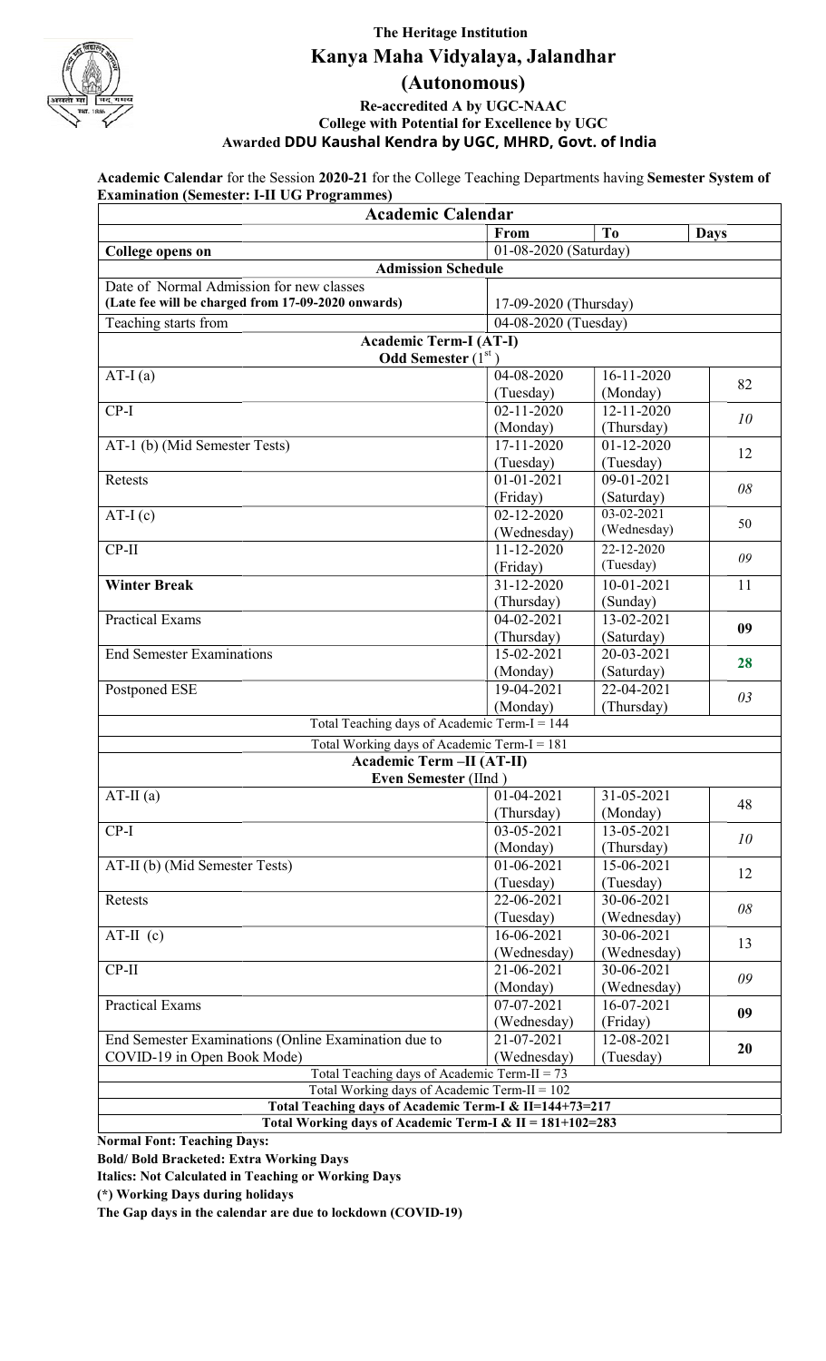**The Heritage Institution**

# Kanya Maha Vidyalaya, Jalandhar

## (Autonomous)

**Re-accredited A by UGC-NAAC**
**College with Potential for Excellence by UGC**
**Awarded DDU Kaushal Kendra by UGC, MHRD, Govt. of India**

**Academic Calendar** for the Session **2020-21** for the College Teaching Departments having **Semester System of Examination (Semester: I-II UG Programmes)**

| **Academic Calendar** | | | |
|---|---|---|---|
| | **From** | **To** | **Days** |
| **College opens on** | 01-08-2020 (Saturday) | | |
| **Admission Schedule** | | | |
| Date of Normal Admission for new classes **(Late fee will be charged from 17-09-2020 onwards)** | 17-09-2020 (Thursday) | | |
| Teaching starts from | 04-08-2020 (Tuesday) | | |
| **Academic Term-I (AT-I) Odd Semester** (1st) | | | |
| AT-I (a) | 04-08-2020 (Tuesday) | 16-11-2020 (Monday) | 82 |
| CP-I | 02-11-2020 (Monday) | 12-11-2020 (Thursday) | *10* |
| AT-1 (b) (Mid Semester Tests) | 17-11-2020 (Tuesday) | 01-12-2020 (Tuesday) | 12 |
| Retests | 01-01-2021 (Friday) | 09-01-2021 (Saturday) | *08* |
| AT-I (c) | 02-12-2020 (Wednesday) | 03-02-2021 (Wednesday) | 50 |
| CP-II | 11-12-2020 (Friday) | 22-12-2020 (Tuesday) | *09* |
| **Winter Break** | 31-12-2020 (Thursday) | 10-01-2021 (Sunday) | 11 |
| Practical Exams | 04-02-2021 (Thursday) | 13-02-2021 (Saturday) | **09** |
| End Semester Examinations | 15-02-2021 (Monday) | 20-03-2021 (Saturday) | **28** |
| Postponed ESE | 19-04-2021 (Monday) | 22-04-2021 (Thursday) | *03* |
| Total Teaching days of Academic Term-I = 144 | | | |
| Total Working days of Academic Term-I = 181 | | | |
| **Academic Term –II (AT-II) Even Semester** (IInd ) | | | |
| AT-II (a) | 01-04-2021 (Thursday) | 31-05-2021 (Monday) | 48 |
| CP-I | 03-05-2021 (Monday) | 13-05-2021 (Thursday) | *10* |
| AT-II (b) (Mid Semester Tests) | 01-06-2021 (Tuesday) | 15-06-2021 (Tuesday) | 12 |
| Retests | 22-06-2021 (Tuesday) | 30-06-2021 (Wednesday) | *08* |
| AT-II (c) | 16-06-2021 (Wednesday) | 30-06-2021 (Wednesday) | 13 |
| CP-II | 21-06-2021 (Monday) | 30-06-2021 (Wednesday) | *09* |
| Practical Exams | 07-07-2021 (Wednesday) | 16-07-2021 (Friday) | **09** |
| End Semester Examinations (Online Examination due to COVID-19 in Open Book Mode) | 21-07-2021 (Wednesday) | 12-08-2021 (Tuesday) | **20** |
| Total Teaching days of Academic Term-II = 73 | | | |
| Total Working days of Academic Term-II = 102 | | | |
| **Total Teaching days of Academic Term-I & II=144+73=217** | | | |
| **Total Working days of Academic Term-I & II = 181+102=283** | | | |

**Normal Font: Teaching Days:**

**Bold/ Bold Bracketed: Extra Working Days**

**Italics: Not Calculated in Teaching or Working Days**

**(\*) Working Days during holidays**

**The Gap days in the calendar are due to lockdown (COVID-19)**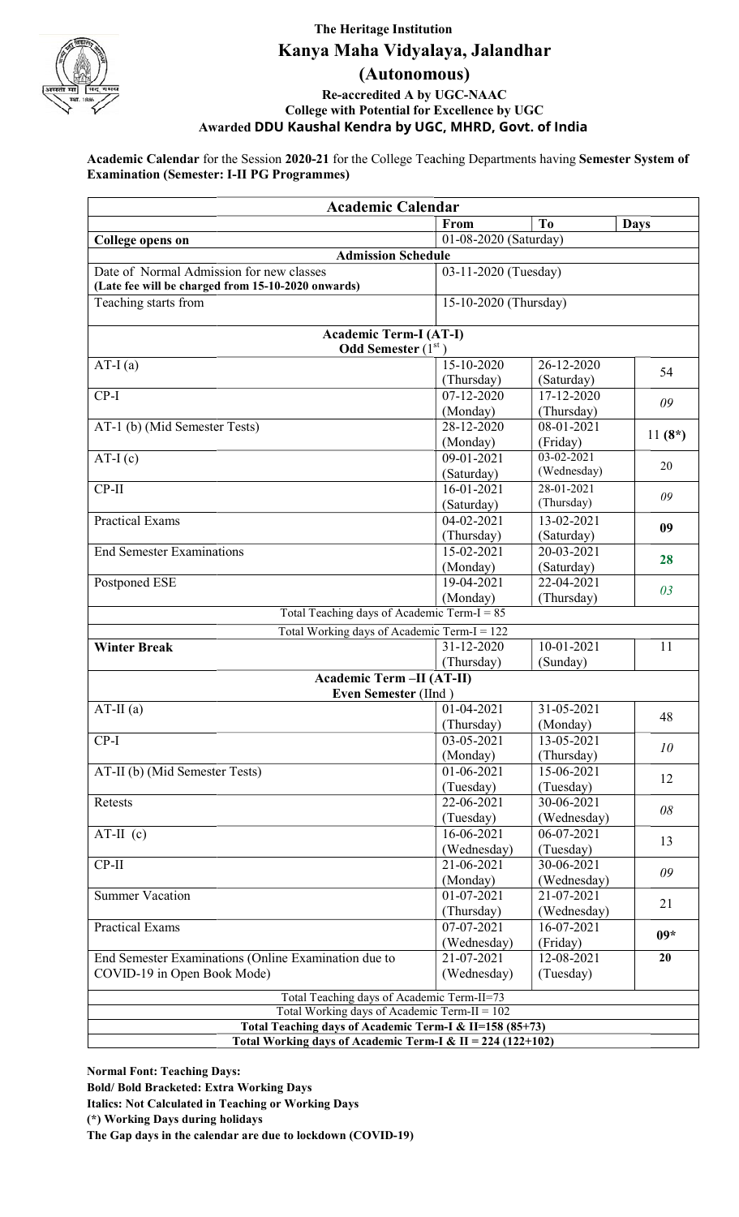**The Heritage Institution**

# Kanya Maha Vidyalaya, Jalandhar

## (Autonomous)

**Re-accredited A by UGC-NAAC**
**College with Potential for Excellence by UGC**
**Awarded DDU Kaushal Kendra by UGC, MHRD, Govt. of India**

**Academic Calendar** for the Session **2020-21** for the College Teaching Departments having **Semester System of Examination (Semester: I-II PG Programmes)**

| **Academic Calendar** | | | |
|---|---|---|---|
| | **From** | **To** | **Days** |
| **College opens on** | 01-08-2020 (Saturday) | | |
| **Admission Schedule** | | | |
| Date of Normal Admission for new classes **(Late fee will be charged from 15-10-2020 onwards)** | 03-11-2020 (Tuesday) | | |
| Teaching starts from | 15-10-2020 (Thursday) | | |
| **Academic Term-I (AT-I) Odd Semester** (1st) | | | |
| AT-I (a) | 15-10-2020 (Thursday) | 26-12-2020 (Saturday) | 54 |
| CP-I | 07-12-2020 (Monday) | 17-12-2020 (Thursday) | *09* |
| AT-1 (b) (Mid Semester Tests) | 28-12-2020 (Monday) | 08-01-2021 (Friday) | 11 **(8*)** |
| AT-I (c) | 09-01-2021 (Saturday) | 03-02-2021 (Wednesday) | 20 |
| CP-II | 16-01-2021 (Saturday) | 28-01-2021 (Thursday) | *09* |
| Practical Exams | 04-02-2021 (Thursday) | 13-02-2021 (Saturday) | **09** |
| End Semester Examinations | 15-02-2021 (Monday) | 20-03-2021 (Saturday) | **28** |
| Postponed ESE | 19-04-2021 (Monday) | 22-04-2021 (Thursday) | *03* |
| Total Teaching days of Academic Term-I = 85 | | | |
| Total Working days of Academic Term-I = 122 | | | |
| **Winter Break** | 31-12-2020 (Thursday) | 10-01-2021 (Sunday) | 11 |
| **Academic Term –II (AT-II) Even Semester** (IInd ) | | | |
| AT-II (a) | 01-04-2021 (Thursday) | 31-05-2021 (Monday) | 48 |
| CP-I | 03-05-2021 (Monday) | 13-05-2021 (Thursday) | *10* |
| AT-II (b) (Mid Semester Tests) | 01-06-2021 (Tuesday) | 15-06-2021 (Tuesday) | 12 |
| Retests | 22-06-2021 (Tuesday) | 30-06-2021 (Wednesday) | *08* |
| AT-II (c) | 16-06-2021 (Wednesday) | 06-07-2021 (Tuesday) | 13 |
| CP-II | 21-06-2021 (Monday) | 30-06-2021 (Wednesday) | *09* |
| Summer Vacation | 01-07-2021 (Thursday) | 21-07-2021 (Wednesday) | 21 |
| Practical Exams | 07-07-2021 (Wednesday) | 16-07-2021 (Friday) | **09*** |
| End Semester Examinations (Online Examination due to COVID-19 in Open Book Mode) | 21-07-2021 (Wednesday) | 12-08-2021 (Tuesday) | **20** |
| Total Teaching days of Academic Term-II=73 | | | |
| Total Working days of Academic Term-II = 102 | | | |
| **Total Teaching days of Academic Term-I & II=158 (85+73)** | | | |
| **Total Working days of Academic Term-I & II = 224 (122+102)** | | | |

**Normal Font: Teaching Days:**
**Bold/ Bold Bracketed: Extra Working Days**
***Italics: Not Calculated in Teaching or Working Days***
**(*) Working Days during holidays**
**The Gap days in the calendar are due to lockdown (COVID-19)**